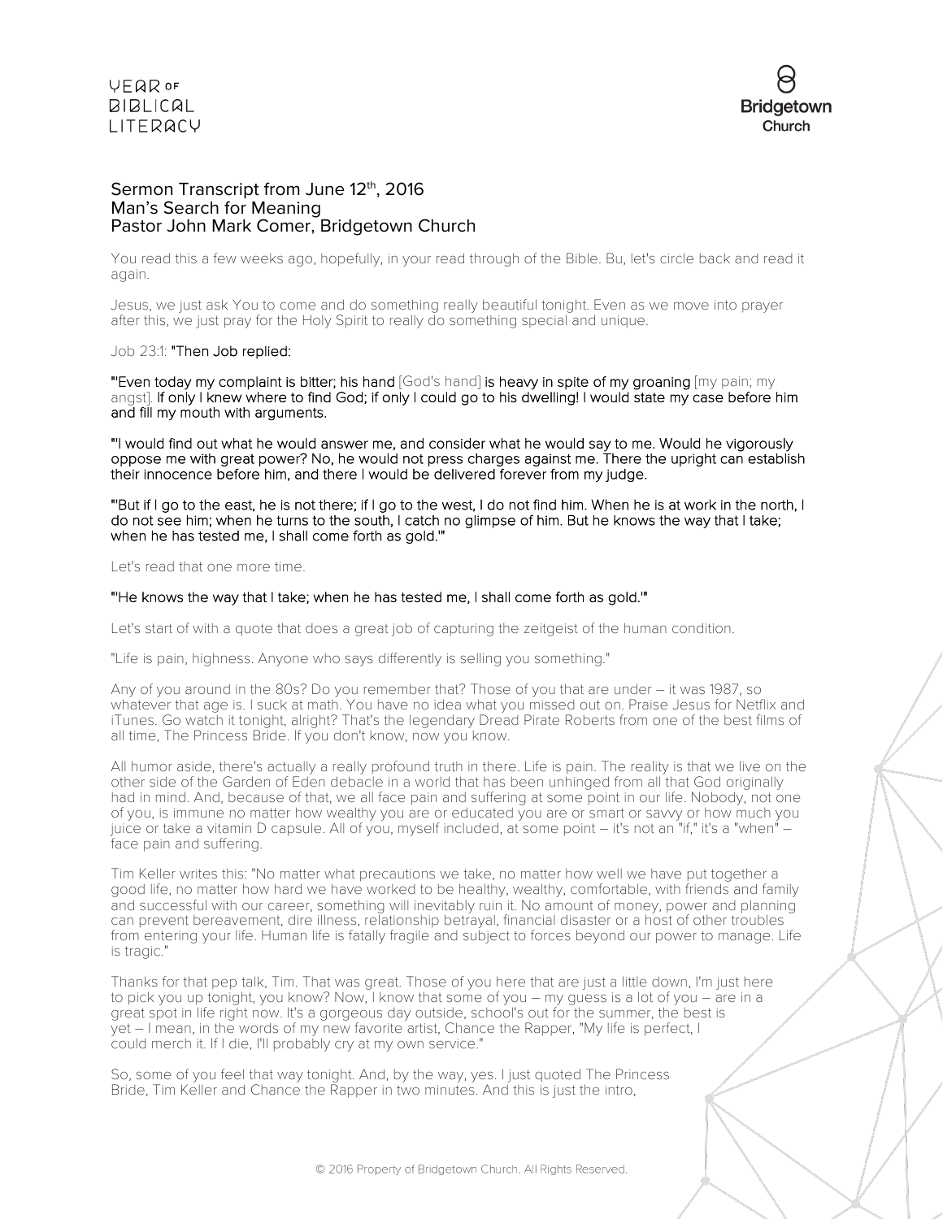Sermon Transcript from June 12th, 2016
Man's Search for Meaning
Pastor John Mark Comer, Bridgetown Church

You read this a few weeks ago, hopefully, in your read through of the Bible. Bu, let's circle back and read it again.

Jesus, we just ask You to come and do something really beautiful tonight. Even as we move into prayer after this, we just pray for the Holy Spirit to really do something special and unique.

Job 23:1: **"Then Job replied:**

**"'Even today my complaint is bitter; his hand** [God's hand] **is heavy in spite of my groaning** [my pain; my angst]. **If only I knew where to find God; if only I could go to his dwelling! I would state my case before him and fill my mouth with arguments.**

**"'I would find out what he would answer me, and consider what he would say to me. Would he vigorously oppose me with great power? No, he would not press charges against me. There the upright can establish their innocence before him, and there I would be delivered forever from my judge.**

**"'But if I go to the east, he is not there; if I go to the west, I do not find him. When he is at work in the north, I do not see him; when he turns to the south, I catch no glimpse of him. But he knows the way that I take; when he has tested me, I shall come forth as gold.'"**

Let's read that one more time.

**"'He knows the way that I take; when he has tested me, I shall come forth as gold.'"**

Let's start of with a quote that does a great job of capturing the zeitgeist of the human condition.

"Life is pain, highness. Anyone who says differently is selling you something."

Any of you around in the 80s? Do you remember that? Those of you that are under – it was 1987, so whatever that age is. I suck at math. You have no idea what you missed out on. Praise Jesus for Netflix and iTunes. Go watch it tonight, alright? That's the legendary Dread Pirate Roberts from one of the best films of all time, The Princess Bride. If you don't know, now you know.

All humor aside, there's actually a really profound truth in there. Life is pain. The reality is that we live on the other side of the Garden of Eden debacle in a world that has been unhinged from all that God originally had in mind. And, because of that, we all face pain and suffering at some point in our life. Nobody, not one of you, is immune no matter how wealthy you are or educated you are or smart or savvy or how much you juice or take a vitamin D capsule. All of you, myself included, at some point – it's not an "if," it's a "when" – face pain and suffering.

Tim Keller writes this: "No matter what precautions we take, no matter how well we have put together a good life, no matter how hard we have worked to be healthy, wealthy, comfortable, with friends and family and successful with our career, something will inevitably ruin it. No amount of money, power and planning can prevent bereavement, dire illness, relationship betrayal, financial disaster or a host of other troubles from entering your life. Human life is fatally fragile and subject to forces beyond our power to manage. Life is tragic."

Thanks for that pep talk, Tim. That was great. Those of you here that are just a little down, I'm just here to pick you up tonight, you know? Now, I know that some of you – my guess is a lot of you – are in a great spot in life right now. It's a gorgeous day outside, school's out for the summer, the best is yet – I mean, in the words of my new favorite artist, Chance the Rapper, "My life is perfect, I could merch it. If I die, I'll probably cry at my own service."

So, some of you feel that way tonight. And, by the way, yes. I just quoted The Princess Bride, Tim Keller and Chance the Rapper in two minutes. And this is just the intro,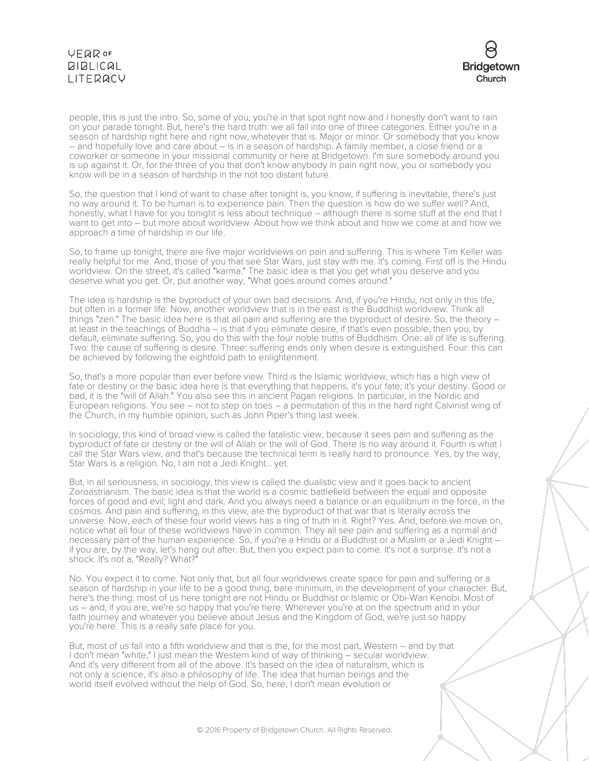people, this is just the intro. So, some of you, you're in that spot right now and I honestly don't want to rain on your parade tonight. But, here's the hard truth: we all fall into one of three categories. Either you're in a season of hardship right here and right now, whatever that is. Major or minor. Or somebody that you know – and hopefully love and care about – is in a season of hardship. A family member, a close friend or a coworker or someone in your missional community or here at Bridgetown. I'm sure somebody around you is up against it. Or, for the three of you that don't know anybody in pain right now, you or somebody you know will be in a season of hardship in the not too distant future.

So, the question that I kind of want to chase after tonight is, you know, if suffering is inevitable, there's just no way around it. To be human is to experience pain. Then the question is how do we suffer well? And, honestly, what I have for you tonight is less about technique – although there is some stuff at the end that I want to get into – but more about worldview. About how we think about and how we come at and how we approach a time of hardship in our life.

So, to frame up tonight, there are five major worldviews on pain and suffering. This is where Tim Keller was really helpful for me. And, those of you that see Star Wars, just stay with me. It's coming. First off is the Hindu worldview. On the street, it's called "karma." The basic idea is that you get what you deserve and you deserve what you get. Or, put another way, "What goes around comes around."

The idea is hardship is the byproduct of your own bad decisions. And, if you're Hindu, not only in this life, but often in a former life. Now, another worldview that is in the east is the Buddhist worldview. Think all things "zen." The basic idea here is that all pain and suffering are the byproduct of desire. So, the theory – at least in the teachings of Buddha – is that if you eliminate desire, if that's even possible, then you, by default, eliminate suffering. So, you do this with the four noble truths of Buddhism. One: all of life is suffering. Two: the cause of suffering is desire. Three: suffering ends only when desire is extinguished. Four: this can be achieved by following the eightfold path to enlightenment.

So, that's a more popular than ever before view. Third is the Islamic worldview, which has a high view of fate or destiny or the basic idea here is that everything that happens, it's your fate; it's your destiny. Good or bad, it is the "will of Allah." You also see this in ancient Pagan religions. In particular, in the Nordic and European religions. You see – not to step on toes – a permutation of this in the hard right Calvinist wing of the Church, in my humble opinion, such as John Piper's thing last week.

In sociology, this kind of broad view is called the fatalistic view, because it sees pain and suffering as the byproduct of fate or destiny or the will of Allah or the will of God. There is no way around it. Fourth is what I call the Star Wars view, and that's because the technical term is really hard to pronounce. Yes, by the way, Star Wars is a religion. No, I am not a Jedi Knight… yet.

But, in all seriousness, in sociology, this view is called the dualistic view and it goes back to ancient Zoroastrianism. The basic idea is that the world is a cosmic battlefield between the equal and opposite forces of good and evil; light and dark. And you always need a balance or an equilibrium in the force, in the cosmos. And pain and suffering, in this view, are the byproduct of that war that is literally across the universe. Now, each of these four world views has a ring of truth in it. Right? Yes. And, before we move on, notice what all four of these worldviews have in common. They all see pain and suffering as a normal and necessary part of the human experience. So, if you're a Hindu or a Buddhist or a Muslim or a Jedi Knight – if you are, by the way, let's hang out after. But, then you expect pain to come. It's not a surprise. It's not a shock. It's not a, "Really? What?"

No. You expect it to come. Not only that, but all four worldviews create space for pain and suffering or a season of hardship in your life to be a good thing, bare minimum, in the development of your character. But, here's the thing: most of us here tonight are not Hindu or Buddhist or Islamic or Obi-Wan Kenobi. Most of us – and, if you are, we're so happy that you're here. Wherever you're at on the spectrum and in your faith journey and whatever you believe about Jesus and the Kingdom of God, we're just so happy you're here. This is a really safe place for you.

But, most of us fall into a fifth worldview and that is the, for the most part, Western – and by that I don't mean "white," I just mean the Western kind of way of thinking – secular worldview. And it's very different from all of the above. It's based on the idea of naturalism, which is not only a science, it's also a philosophy of life. The idea that human beings and the world itself evolved without the help of God. So, here, I don't mean evolution or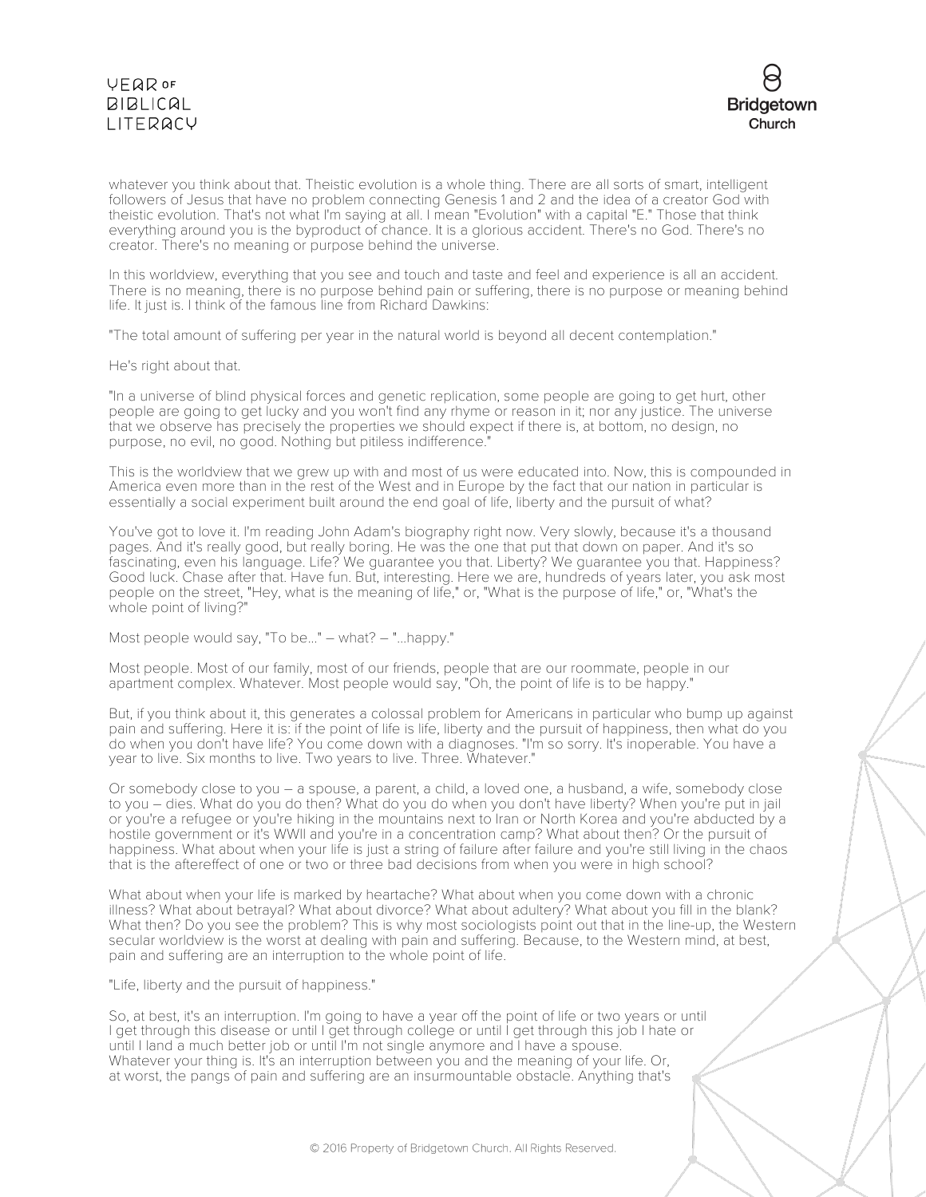whatever you think about that. Theistic evolution is a whole thing. There are all sorts of smart, intelligent followers of Jesus that have no problem connecting Genesis 1 and 2 and the idea of a creator God with theistic evolution. That's not what I'm saying at all. I mean "Evolution" with a capital "E." Those that think everything around you is the byproduct of chance. It is a glorious accident. There's no God. There's no creator. There's no meaning or purpose behind the universe.

In this worldview, everything that you see and touch and taste and feel and experience is all an accident. There is no meaning, there is no purpose behind pain or suffering, there is no purpose or meaning behind life. It just is. I think of the famous line from Richard Dawkins:

"The total amount of suffering per year in the natural world is beyond all decent contemplation."

He's right about that.

"In a universe of blind physical forces and genetic replication, some people are going to get hurt, other people are going to get lucky and you won't find any rhyme or reason in it; nor any justice. The universe that we observe has precisely the properties we should expect if there is, at bottom, no design, no purpose, no evil, no good. Nothing but pitiless indifference."

This is the worldview that we grew up with and most of us were educated into. Now, this is compounded in America even more than in the rest of the West and in Europe by the fact that our nation in particular is essentially a social experiment built around the end goal of life, liberty and the pursuit of what?

You've got to love it. I'm reading John Adam's biography right now. Very slowly, because it's a thousand pages. And it's really good, but really boring. He was the one that put that down on paper. And it's so fascinating, even his language. Life? We guarantee you that. Liberty? We guarantee you that. Happiness? Good luck. Chase after that. Have fun. But, interesting. Here we are, hundreds of years later, you ask most people on the street, "Hey, what is the meaning of life," or, "What is the purpose of life," or, "What's the whole point of living?"

Most people would say, "To be..." – what? – "...happy."

Most people. Most of our family, most of our friends, people that are our roommate, people in our apartment complex. Whatever. Most people would say, "Oh, the point of life is to be happy."

But, if you think about it, this generates a colossal problem for Americans in particular who bump up against pain and suffering. Here it is: if the point of life is life, liberty and the pursuit of happiness, then what do you do when you don't have life? You come down with a diagnoses. "I'm so sorry. It's inoperable. You have a year to live. Six months to live. Two years to live. Three. Whatever."

Or somebody close to you – a spouse, a parent, a child, a loved one, a husband, a wife, somebody close to you – dies. What do you do then? What do you do when you don't have liberty? When you're put in jail or you're a refugee or you're hiking in the mountains next to Iran or North Korea and you're abducted by a hostile government or it's WWII and you're in a concentration camp? What about then? Or the pursuit of happiness. What about when your life is just a string of failure after failure and you're still living in the chaos that is the aftereffect of one or two or three bad decisions from when you were in high school?

What about when your life is marked by heartache? What about when you come down with a chronic illness? What about betrayal? What about divorce? What about adultery? What about you fill in the blank? What then? Do you see the problem? This is why most sociologists point out that in the line-up, the Western secular worldview is the worst at dealing with pain and suffering. Because, to the Western mind, at best, pain and suffering are an interruption to the whole point of life.

"Life, liberty and the pursuit of happiness."

So, at best, it's an interruption. I'm going to have a year off the point of life or two years or until I get through this disease or until I get through college or until I get through this job I hate or until I land a much better job or until I'm not single anymore and I have a spouse. Whatever your thing is. It's an interruption between you and the meaning of your life. Or, at worst, the pangs of pain and suffering are an insurmountable obstacle. Anything that's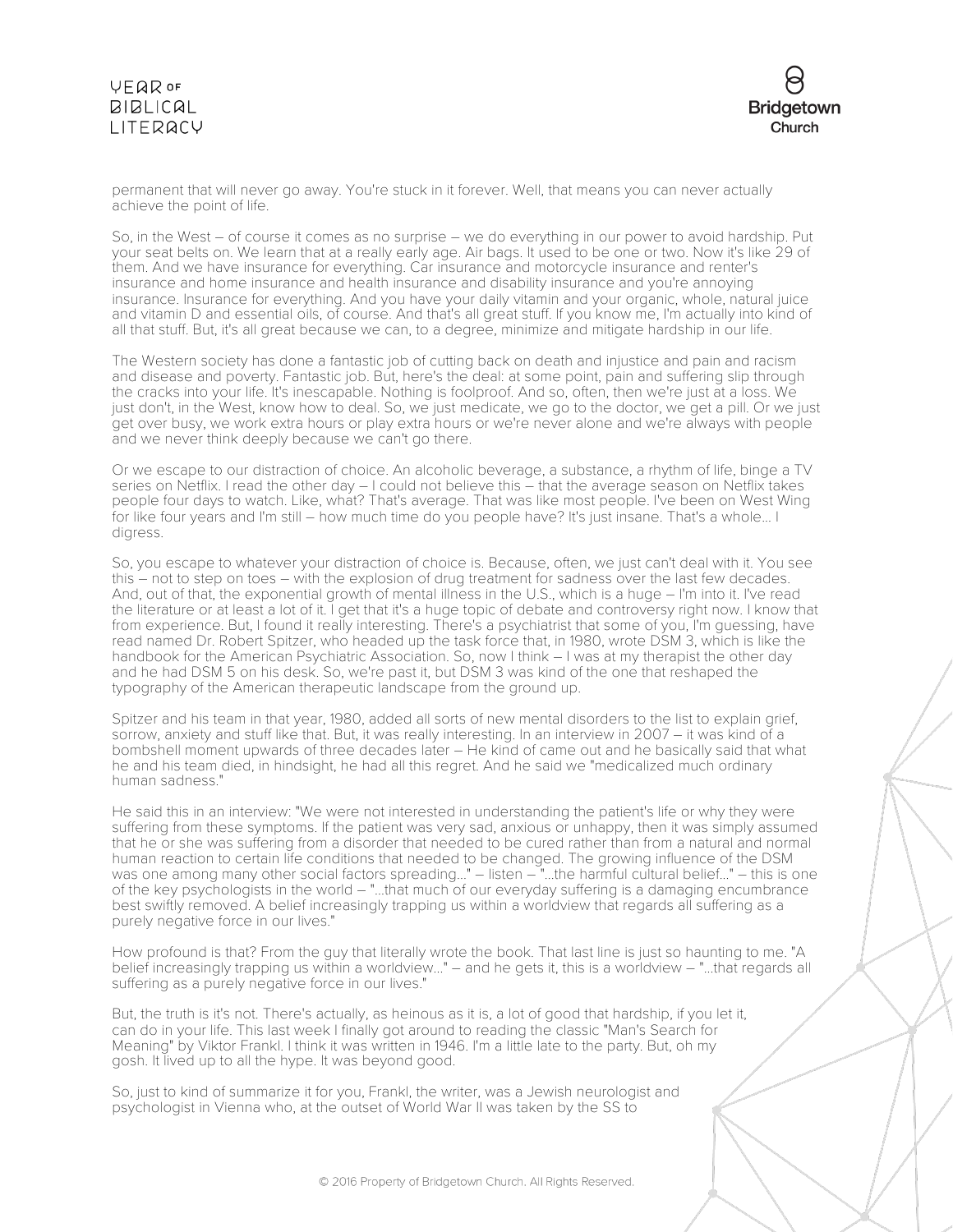permanent that will never go away. You're stuck in it forever. Well, that means you can never actually achieve the point of life.

So, in the West – of course it comes as no surprise – we do everything in our power to avoid hardship. Put your seat belts on. We learn that at a really early age. Air bags. It used to be one or two. Now it's like 29 of them. And we have insurance for everything. Car insurance and motorcycle insurance and renter's insurance and home insurance and health insurance and disability insurance and you're annoying insurance. Insurance for everything. And you have your daily vitamin and your organic, whole, natural juice and vitamin D and essential oils, of course. And that's all great stuff. If you know me, I'm actually into kind of all that stuff. But, it's all great because we can, to a degree, minimize and mitigate hardship in our life.

The Western society has done a fantastic job of cutting back on death and injustice and pain and racism and disease and poverty. Fantastic job. But, here's the deal: at some point, pain and suffering slip through the cracks into your life. It's inescapable. Nothing is foolproof. And so, often, then we're just at a loss. We just don't, in the West, know how to deal. So, we just medicate, we go to the doctor, we get a pill. Or we just get over busy, we work extra hours or play extra hours or we're never alone and we're always with people and we never think deeply because we can't go there.

Or we escape to our distraction of choice. An alcoholic beverage, a substance, a rhythm of life, binge a TV series on Netflix. I read the other day – I could not believe this – that the average season on Netflix takes people four days to watch. Like, what? That's average. That was like most people. I've been on West Wing for like four years and I'm still – how much time do you people have? It's just insane. That's a whole... I digress.

So, you escape to whatever your distraction of choice is. Because, often, we just can't deal with it. You see this – not to step on toes – with the explosion of drug treatment for sadness over the last few decades. And, out of that, the exponential growth of mental illness in the U.S., which is a huge – I'm into it. I've read the literature or at least a lot of it. I get that it's a huge topic of debate and controversy right now. I know that from experience. But, I found it really interesting. There's a psychiatrist that some of you, I'm guessing, have read named Dr. Robert Spitzer, who headed up the task force that, in 1980, wrote DSM 3, which is like the handbook for the American Psychiatric Association. So, now I think – I was at my therapist the other day and he had DSM 5 on his desk. So, we're past it, but DSM 3 was kind of the one that reshaped the typography of the American therapeutic landscape from the ground up.

Spitzer and his team in that year, 1980, added all sorts of new mental disorders to the list to explain grief, sorrow, anxiety and stuff like that. But, it was really interesting. In an interview in 2007 – it was kind of a bombshell moment upwards of three decades later – He kind of came out and he basically said that what he and his team died, in hindsight, he had all this regret. And he said we "medicalized much ordinary human sadness."

He said this in an interview: "We were not interested in understanding the patient's life or why they were suffering from these symptoms. If the patient was very sad, anxious or unhappy, then it was simply assumed that he or she was suffering from a disorder that needed to be cured rather than from a natural and normal human reaction to certain life conditions that needed to be changed. The growing influence of the DSM was one among many other social factors spreading..." – listen – "...the harmful cultural belief..." – this is one of the key psychologists in the world – "...that much of our everyday suffering is a damaging encumbrance best swiftly removed. A belief increasingly trapping us within a worldview that regards all suffering as a purely negative force in our lives."

How profound is that? From the guy that literally wrote the book. That last line is just so haunting to me. "A belief increasingly trapping us within a worldview..." – and he gets it, this is a worldview – "...that regards all suffering as a purely negative force in our lives."

But, the truth is it's not. There's actually, as heinous as it is, a lot of good that hardship, if you let it, can do in your life. This last week I finally got around to reading the classic "Man's Search for Meaning" by Viktor Frankl. I think it was written in 1946. I'm a little late to the party. But, oh my gosh. It lived up to all the hype. It was beyond good.

So, just to kind of summarize it for you, Frankl, the writer, was a Jewish neurologist and psychologist in Vienna who, at the outset of World War II was taken by the SS to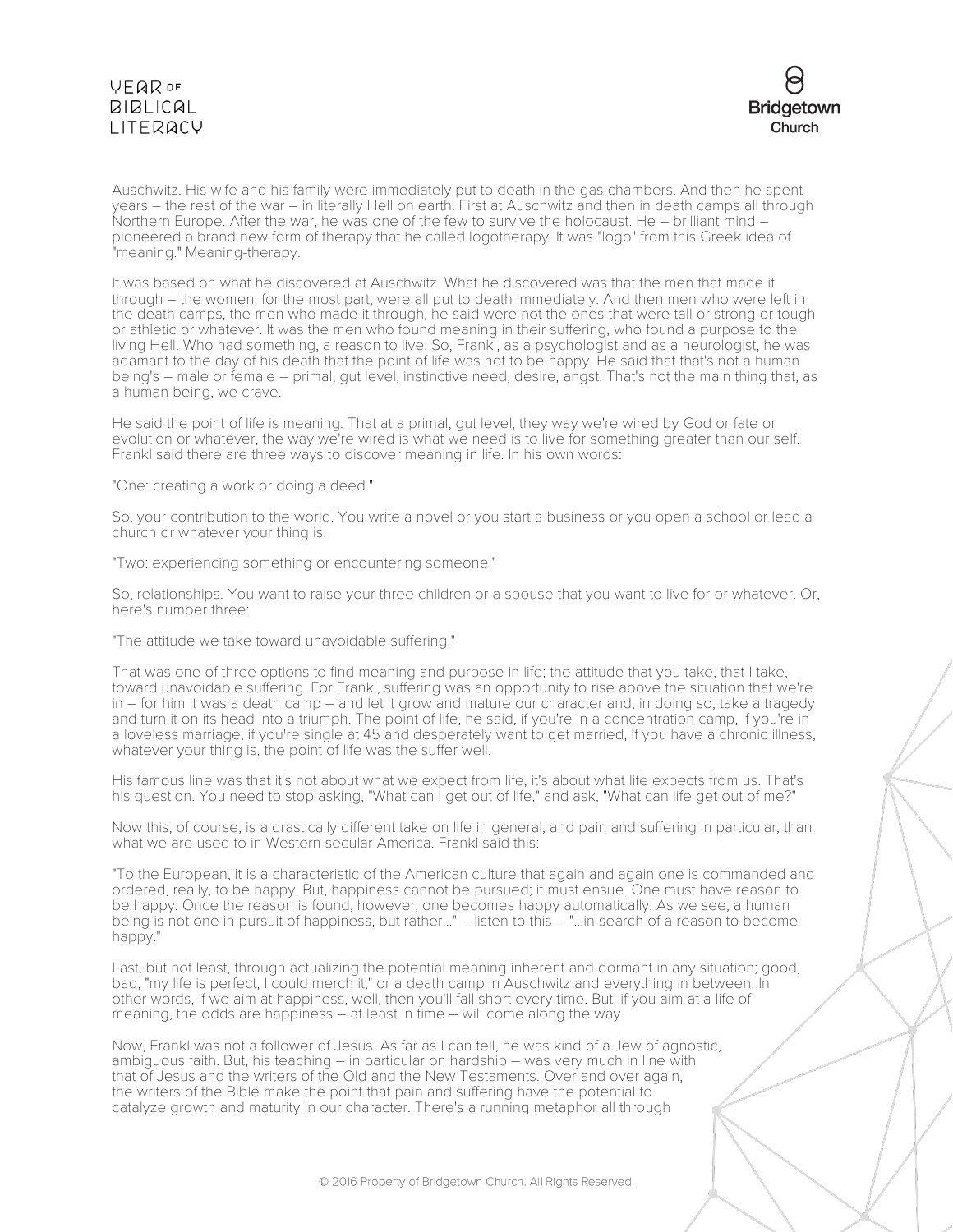Auschwitz. His wife and his family were immediately put to death in the gas chambers. And then he spent years – the rest of the war – in literally Hell on earth. First at Auschwitz and then in death camps all through Northern Europe. After the war, he was one of the few to survive the holocaust. He – brilliant mind – pioneered a brand new form of therapy that he called logotherapy. It was "logo" from this Greek idea of "meaning." Meaning-therapy.

It was based on what he discovered at Auschwitz. What he discovered was that the men that made it through – the women, for the most part, were all put to death immediately. And then men who were left in the death camps, the men who made it through, he said were not the ones that were tall or strong or tough or athletic or whatever. It was the men who found meaning in their suffering, who found a purpose to the living Hell. Who had something, a reason to live. So, Frankl, as a psychologist and as a neurologist, he was adamant to the day of his death that the point of life was not to be happy. He said that that's not a human being's – male or female – primal, gut level, instinctive need, desire, angst. That's not the main thing that, as a human being, we crave.

He said the point of life is meaning. That at a primal, gut level, they way we're wired by God or fate or evolution or whatever, the way we're wired is what we need is to live for something greater than our self. Frankl said there are three ways to discover meaning in life. In his own words:

"One: creating a work or doing a deed."

So, your contribution to the world. You write a novel or you start a business or you open a school or lead a church or whatever your thing is.

"Two: experiencing something or encountering someone."

So, relationships. You want to raise your three children or a spouse that you want to live for or whatever. Or, here's number three:

"The attitude we take toward unavoidable suffering."

That was one of three options to find meaning and purpose in life; the attitude that you take, that I take, toward unavoidable suffering. For Frankl, suffering was an opportunity to rise above the situation that we're in – for him it was a death camp – and let it grow and mature our character and, in doing so, take a tragedy and turn it on its head into a triumph. The point of life, he said, if you're in a concentration camp, if you're in a loveless marriage, if you're single at 45 and desperately want to get married, if you have a chronic illness, whatever your thing is, the point of life was the suffer well.

His famous line was that it's not about what we expect from life, it's about what life expects from us. That's his question. You need to stop asking, "What can I get out of life," and ask, "What can life get out of me?"

Now this, of course, is a drastically different take on life in general, and pain and suffering in particular, than what we are used to in Western secular America. Frankl said this:

"To the European, it is a characteristic of the American culture that again and again one is commanded and ordered, really, to be happy. But, happiness cannot be pursued; it must ensue. One must have reason to be happy. Once the reason is found, however, one becomes happy automatically. As we see, a human being is not one in pursuit of happiness, but rather..." – listen to this – "...in search of a reason to become happy."

Last, but not least, through actualizing the potential meaning inherent and dormant in any situation; good, bad, "my life is perfect, I could merch it," or a death camp in Auschwitz and everything in between. In other words, if we aim at happiness, well, then you'll fall short every time. But, if you aim at a life of meaning, the odds are happiness – at least in time – will come along the way.

Now, Frankl was not a follower of Jesus. As far as I can tell, he was kind of a Jew of agnostic, ambiguous faith. But, his teaching – in particular on hardship – was very much in line with that of Jesus and the writers of the Old and the New Testaments. Over and over again, the writers of the Bible make the point that pain and suffering have the potential to catalyze growth and maturity in our character. There's a running metaphor all through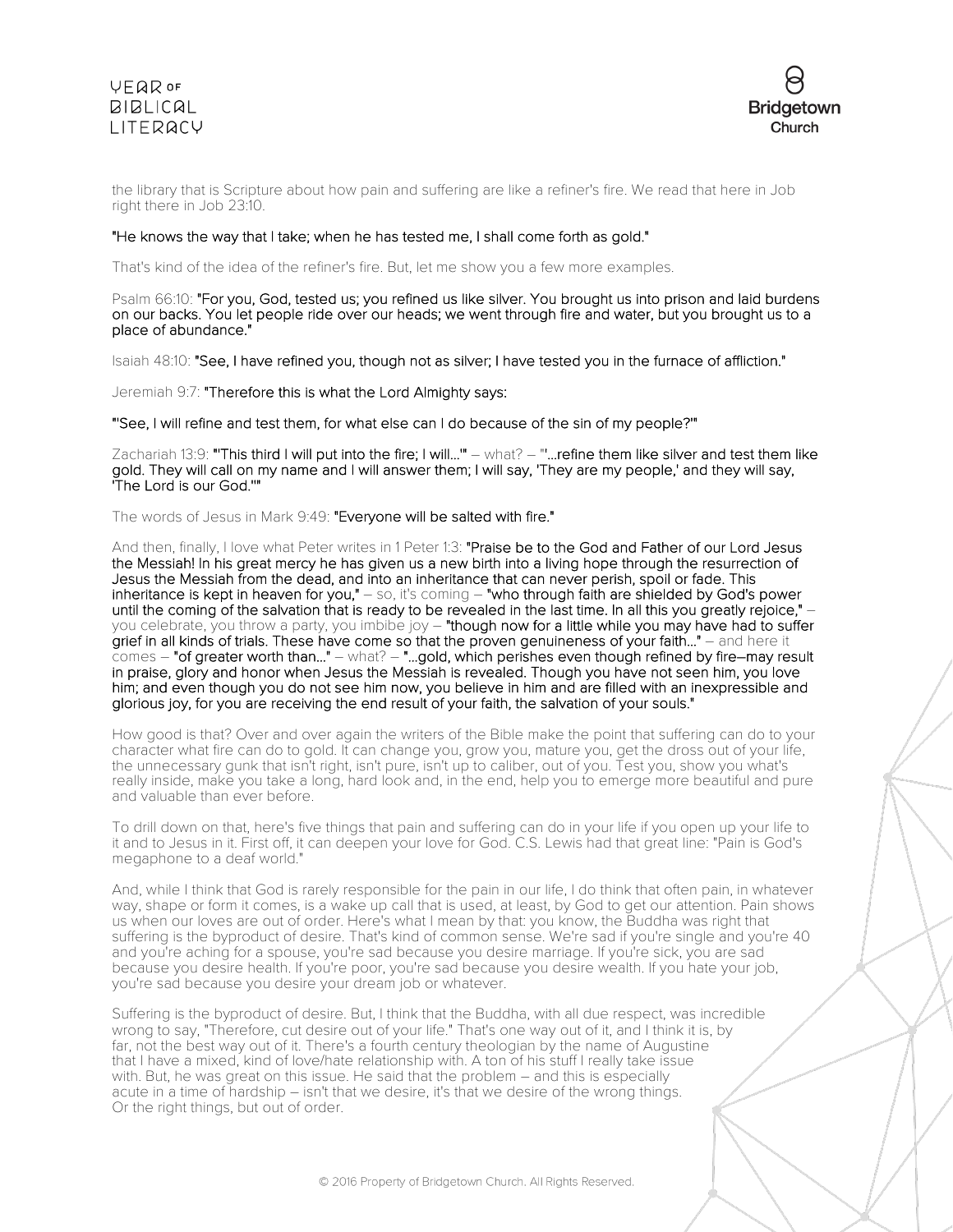the library that is Scripture about how pain and suffering are like a refiner's fire. We read that here in Job right there in Job 23:10.

**"He knows the way that I take; when he has tested me, I shall come forth as gold."**

That's kind of the idea of the refiner's fire. But, let me show you a few more examples.

Psalm 66:10: **"For you, God, tested us; you refined us like silver. You brought us into prison and laid burdens on our backs. You let people ride over our heads; we went through fire and water, but you brought us to a place of abundance."**

Isaiah 48:10: **"See, I have refined you, though not as silver; I have tested you in the furnace of affliction."**

Jeremiah 9:7: **"Therefore this is what the Lord Almighty says:**

**"'See, I will refine and test them, for what else can I do because of the sin of my people?'"**

Zachariah 13:9: **"'This third I will put into the fire; I will…'"** – what? – **"'…refine them like silver and test them like gold. They will call on my name and I will answer them; I will say, 'They are my people,' and they will say, 'The Lord is our God.''"**

The words of Jesus in Mark 9:49: **"Everyone will be salted with fire."**

And then, finally, I love what Peter writes in 1 Peter 1:3: **"Praise be to the God and Father of our Lord Jesus the Messiah! In his great mercy he has given us a new birth into a living hope through the resurrection of Jesus the Messiah from the dead, and into an inheritance that can never perish, spoil or fade. This inheritance is kept in heaven for you,"** – so, it's coming – **"who through faith are shielded by God's power until the coming of the salvation that is ready to be revealed in the last time. In all this you greatly rejoice,"** – you celebrate, you throw a party, you imbibe joy – **"though now for a little while you may have had to suffer grief in all kinds of trials. These have come so that the proven genuineness of your faith…"** – and here it comes – **"of greater worth than…"** – what? – **"…gold, which perishes even though refined by fire–may result in praise, glory and honor when Jesus the Messiah is revealed. Though you have not seen him, you love him; and even though you do not see him now, you believe in him and are filled with an inexpressible and glorious joy, for you are receiving the end result of your faith, the salvation of your souls."**

How good is that? Over and over again the writers of the Bible make the point that suffering can do to your character what fire can do to gold. It can change you, grow you, mature you, get the dross out of your life, the unnecessary gunk that isn't right, isn't pure, isn't up to caliber, out of you. Test you, show you what's really inside, make you take a long, hard look and, in the end, help you to emerge more beautiful and pure and valuable than ever before.

To drill down on that, here's five things that pain and suffering can do in your life if you open up your life to it and to Jesus in it. First off, it can deepen your love for God. C.S. Lewis had that great line: "Pain is God's megaphone to a deaf world."

And, while I think that God is rarely responsible for the pain in our life, I do think that often pain, in whatever way, shape or form it comes, is a wake up call that is used, at least, by God to get our attention. Pain shows us when our loves are out of order. Here's what I mean by that: you know, the Buddha was right that suffering is the byproduct of desire. That's kind of common sense. We're sad if you're single and you're 40 and you're aching for a spouse, you're sad because you desire marriage. If you're sick, you are sad because you desire health. If you're poor, you're sad because you desire wealth. If you hate your job, you're sad because you desire your dream job or whatever.

Suffering is the byproduct of desire. But, I think that the Buddha, with all due respect, was incredible wrong to say, "Therefore, cut desire out of your life." That's one way out of it, and I think it is, by far, not the best way out of it. There's a fourth century theologian by the name of Augustine that I have a mixed, kind of love/hate relationship with. A ton of his stuff I really take issue with. But, he was great on this issue. He said that the problem – and this is especially acute in a time of hardship – isn't that we desire, it's that we desire of the wrong things. Or the right things, but out of order.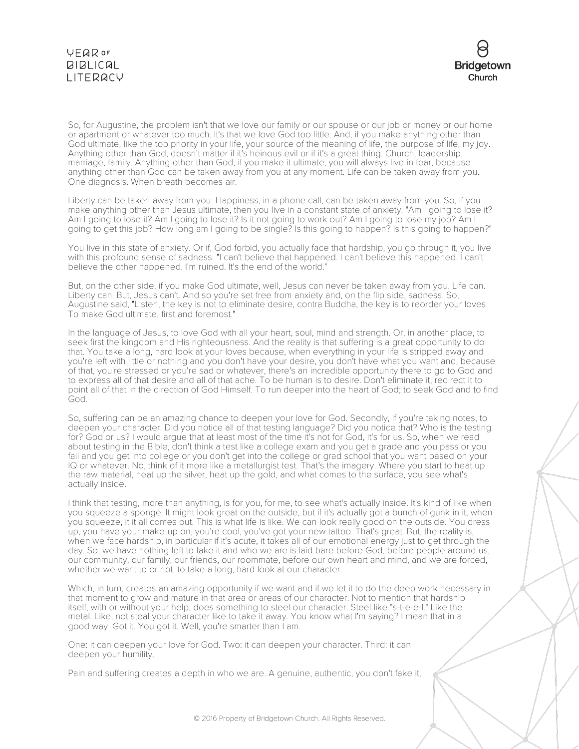So, for Augustine, the problem isn't that we love our family or our spouse or our job or money or our home or apartment or whatever too much. It's that we love God too little. And, if you make anything other than God ultimate, like the top priority in your life, your source of the meaning of life, the purpose of life, my joy. Anything other than God, doesn't matter if it's heinous evil or if it's a great thing. Church, leadership, marriage, family. Anything other than God, if you make it ultimate, you will always live in fear, because anything other than God can be taken away from you at any moment. Life can be taken away from you. One diagnosis. When breath becomes air.

Liberty can be taken away from you. Happiness, in a phone call, can be taken away from you. So, if you make anything other than Jesus ultimate, then you live in a constant state of anxiety. "Am I going to lose it? Am I going to lose it? Am I going to lose it? Is it not going to work out? Am I going to lose my job? Am I going to get this job? How long am I going to be single? Is this going to happen? Is this going to happen?"

You live in this state of anxiety. Or if, God forbid, you actually face that hardship, you go through it, you live with this profound sense of sadness. "I can't believe that happened. I can't believe this happened. I can't believe the other happened. I'm ruined. It's the end of the world."

But, on the other side, if you make God ultimate, well, Jesus can never be taken away from you. Life can. Liberty can. But, Jesus can't. And so you're set free from anxiety and, on the flip side, sadness. So, Augustine said, "Listen, the key is not to eliminate desire, contra Buddha, the key is to reorder your loves. To make God ultimate, first and foremost."

In the language of Jesus, to love God with all your heart, soul, mind and strength. Or, in another place, to seek first the kingdom and His righteousness. And the reality is that suffering is a great opportunity to do that. You take a long, hard look at your loves because, when everything in your life is stripped away and you're left with little or nothing and you don't have your desire, you don't have what you want and, because of that, you're stressed or you're sad or whatever, there's an incredible opportunity there to go to God and to express all of that desire and all of that ache. To be human is to desire. Don't eliminate it, redirect it to point all of that in the direction of God Himself. To run deeper into the heart of God; to seek God and to find God.

So, suffering can be an amazing chance to deepen your love for God. Secondly, if you're taking notes, to deepen your character. Did you notice all of that testing language? Did you notice that? Who is the testing for? God or us? I would argue that at least most of the time it's not for God, it's for us. So, when we read about testing in the Bible, don't think a test like a college exam and you get a grade and you pass or you fail and you get into college or you don't get into the college or grad school that you want based on your IQ or whatever. No, think of it more like a metallurgist test. That's the imagery. Where you start to heat up the raw material, heat up the silver, heat up the gold, and what comes to the surface, you see what's actually inside.

I think that testing, more than anything, is for you, for me, to see what's actually inside. It's kind of like when you squeeze a sponge. It might look great on the outside, but if it's actually got a bunch of gunk in it, when you squeeze, it it all comes out. This is what life is like. We can look really good on the outside. You dress up, you have your make-up on, you're cool, you've got your new tattoo. That's great. But, the reality is, when we face hardship, in particular if it's acute, it takes all of our emotional energy just to get through the day. So, we have nothing left to fake it and who we are is laid bare before God, before people around us, our community, our family, our friends, our roommate, before our own heart and mind, and we are forced, whether we want to or not, to take a long, hard look at our character.

Which, in turn, creates an amazing opportunity if we want and if we let it to do the deep work necessary in that moment to grow and mature in that area or areas of our character. Not to mention that hardship itself, with or without your help, does something to steel our character. Steel like "s-t-e-e-l." Like the metal. Like, not steal your character like to take it away. You know what I'm saying? I mean that in a good way. Got it. You got it. Well, you're smarter than I am.

One: it can deepen your love for God. Two: it can deepen your character. Third: it can deepen your humility.

Pain and suffering creates a depth in who we are. A genuine, authentic, you don't fake it,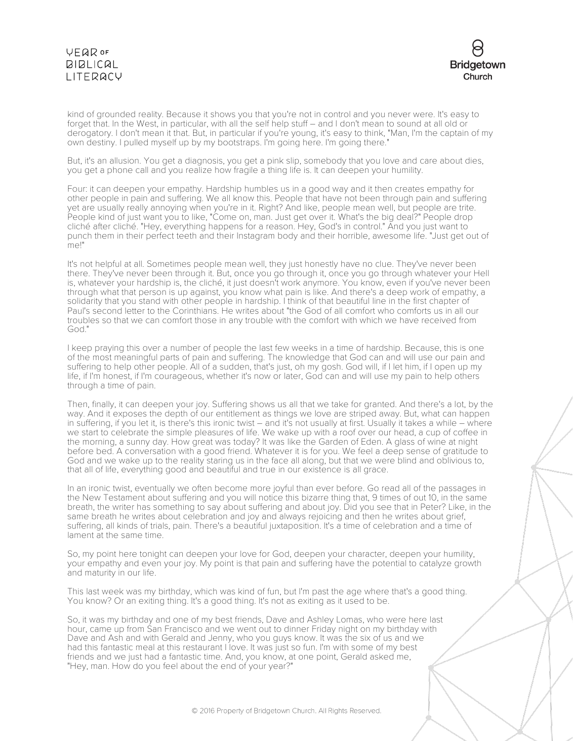kind of grounded reality. Because it shows you that you're not in control and you never were. It's easy to forget that. In the West, in particular, with all the self help stuff – and I don't mean to sound at all old or derogatory. I don't mean it that. But, in particular if you're young, it's easy to think, "Man, I'm the captain of my own destiny. I pulled myself up by my bootstraps. I'm going here. I'm going there."

But, it's an allusion. You get a diagnosis, you get a pink slip, somebody that you love and care about dies, you get a phone call and you realize how fragile a thing life is. It can deepen your humility.

Four: it can deepen your empathy. Hardship humbles us in a good way and it then creates empathy for other people in pain and suffering. We all know this. People that have not been through pain and suffering yet are usually really annoying when you're in it. Right? And like, people mean well, but people are trite. People kind of just want you to like, "Come on, man. Just get over it. What's the big deal?" People drop cliché after cliché. "Hey, everything happens for a reason. Hey, God's in control." And you just want to punch them in their perfect teeth and their Instagram body and their horrible, awesome life. "Just get out of me!"

It's not helpful at all. Sometimes people mean well, they just honestly have no clue. They've never been there. They've never been through it. But, once you go through it, once you go through whatever your Hell is, whatever your hardship is, the cliché, it just doesn't work anymore. You know, even if you've never been through what that person is up against, you know what pain is like. And there's a deep work of empathy, a solidarity that you stand with other people in hardship. I think of that beautiful line in the first chapter of Paul's second letter to the Corinthians. He writes about "the God of all comfort who comforts us in all our troubles so that we can comfort those in any trouble with the comfort with which we have received from God."

I keep praying this over a number of people the last few weeks in a time of hardship. Because, this is one of the most meaningful parts of pain and suffering. The knowledge that God can and will use our pain and suffering to help other people. All of a sudden, that's just, oh my gosh. God will, if I let him, if I open up my life, if I'm honest, if I'm courageous, whether it's now or later, God can and will use my pain to help others through a time of pain.

Then, finally, it can deepen your joy. Suffering shows us all that we take for granted. And there's a lot, by the way. And it exposes the depth of our entitlement as things we love are striped away. But, what can happen in suffering, if you let it, is there's this ironic twist – and it's not usually at first. Usually it takes a while – where we start to celebrate the simple pleasures of life. We wake up with a roof over our head, a cup of coffee in the morning, a sunny day. How great was today? It was like the Garden of Eden. A glass of wine at night before bed. A conversation with a good friend. Whatever it is for you. We feel a deep sense of gratitude to God and we wake up to the reality staring us in the face all along, but that we were blind and oblivious to, that all of life, everything good and beautiful and true in our existence is all grace.

In an ironic twist, eventually we often become more joyful than ever before. Go read all of the passages in the New Testament about suffering and you will notice this bizarre thing that, 9 times of out 10, in the same breath, the writer has something to say about suffering and about joy. Did you see that in Peter? Like, in the same breath he writes about celebration and joy and always rejoicing and then he writes about grief, suffering, all kinds of trials, pain. There's a beautiful juxtaposition. It's a time of celebration and a time of lament at the same time.

So, my point here tonight can deepen your love for God, deepen your character, deepen your humility, your empathy and even your joy. My point is that pain and suffering have the potential to catalyze growth and maturity in our life.

This last week was my birthday, which was kind of fun, but I'm past the age where that's a good thing. You know? Or an exiting thing. It's a good thing. It's not as exiting as it used to be.

So, it was my birthday and one of my best friends, Dave and Ashley Lomas, who were here last hour, came up from San Francisco and we went out to dinner Friday night on my birthday with Dave and Ash and with Gerald and Jenny, who you guys know. It was the six of us and we had this fantastic meal at this restaurant I love. It was just so fun. I'm with some of my best friends and we just had a fantastic time. And, you know, at one point, Gerald asked me, "Hey, man. How do you feel about the end of your year?"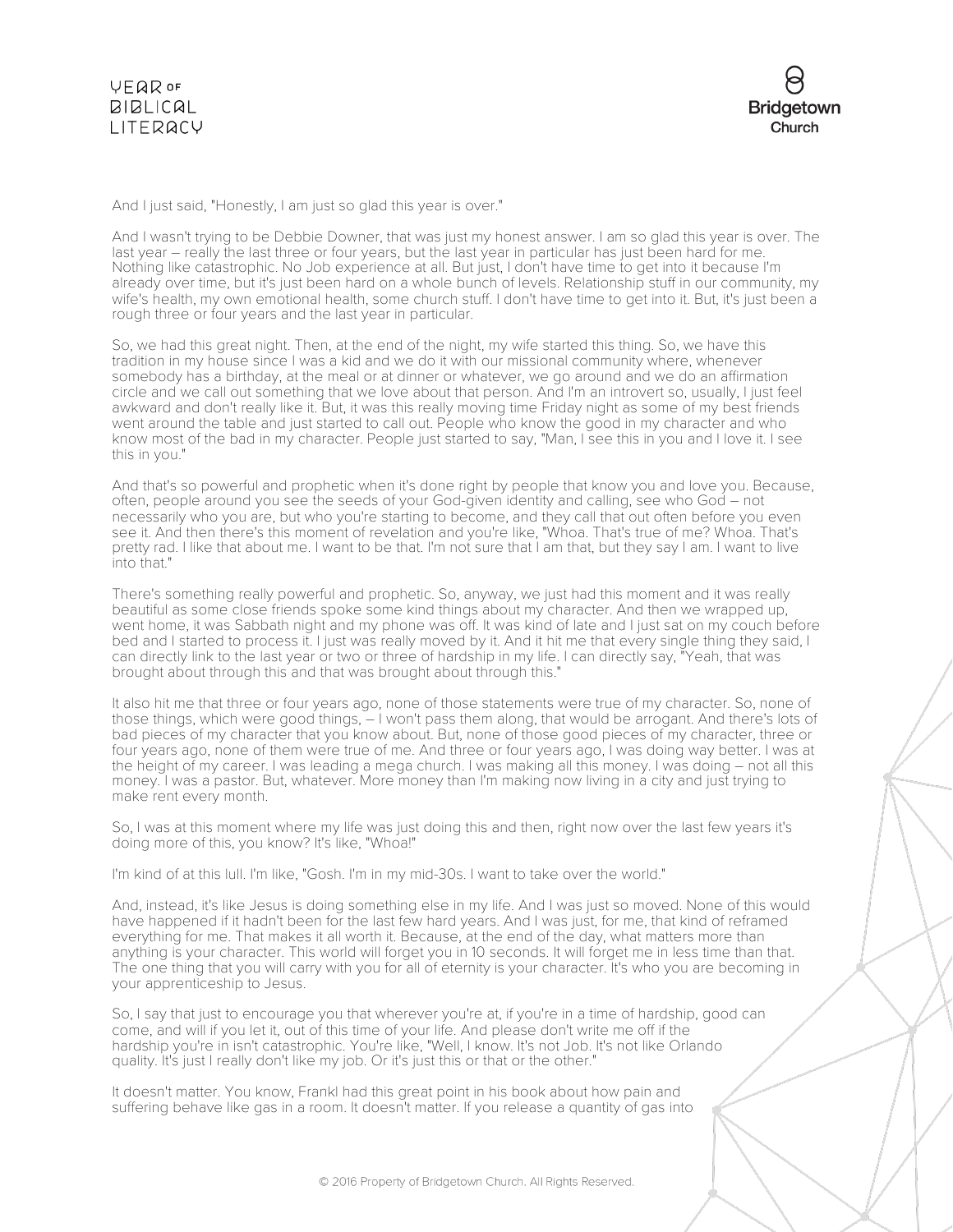And I just said, "Honestly, I am just so glad this year is over."

And I wasn't trying to be Debbie Downer, that was just my honest answer. I am so glad this year is over. The last year – really the last three or four years, but the last year in particular has just been hard for me. Nothing like catastrophic. No Job experience at all. But just, I don't have time to get into it because I'm already over time, but it's just been hard on a whole bunch of levels. Relationship stuff in our community, my wife's health, my own emotional health, some church stuff. I don't have time to get into it. But, it's just been a rough three or four years and the last year in particular.

So, we had this great night. Then, at the end of the night, my wife started this thing. So, we have this tradition in my house since I was a kid and we do it with our missional community where, whenever somebody has a birthday, at the meal or at dinner or whatever, we go around and we do an affirmation circle and we call out something that we love about that person. And I'm an introvert so, usually, I just feel awkward and don't really like it. But, it was this really moving time Friday night as some of my best friends went around the table and just started to call out. People who know the good in my character and who know most of the bad in my character. People just started to say, "Man, I see this in you and I love it. I see this in you."

And that's so powerful and prophetic when it's done right by people that know you and love you. Because, often, people around you see the seeds of your God-given identity and calling, see who God – not necessarily who you are, but who you're starting to become, and they call that out often before you even see it. And then there's this moment of revelation and you're like, "Whoa. That's true of me? Whoa. That's pretty rad. I like that about me. I want to be that. I'm not sure that I am that, but they say I am. I want to live into that."

There's something really powerful and prophetic. So, anyway, we just had this moment and it was really beautiful as some close friends spoke some kind things about my character. And then we wrapped up, went home, it was Sabbath night and my phone was off. It was kind of late and I just sat on my couch before bed and I started to process it. I just was really moved by it. And it hit me that every single thing they said, I can directly link to the last year or two or three of hardship in my life. I can directly say, "Yeah, that was brought about through this and that was brought about through this."

It also hit me that three or four years ago, none of those statements were true of my character. So, none of those things, which were good things, – I won't pass them along, that would be arrogant. And there's lots of bad pieces of my character that you know about. But, none of those good pieces of my character, three or four years ago, none of them were true of me. And three or four years ago, I was doing way better. I was at the height of my career. I was leading a mega church. I was making all this money. I was doing – not all this money. I was a pastor. But, whatever. More money than I'm making now living in a city and just trying to make rent every month.

So, I was at this moment where my life was just doing this and then, right now over the last few years it's doing more of this, you know? It's like, "Whoa!"

I'm kind of at this lull. I'm like, "Gosh. I'm in my mid-30s. I want to take over the world."

And, instead, it's like Jesus is doing something else in my life. And I was just so moved. None of this would have happened if it hadn't been for the last few hard years. And I was just, for me, that kind of reframed everything for me. That makes it all worth it. Because, at the end of the day, what matters more than anything is your character. This world will forget you in 10 seconds. It will forget me in less time than that. The one thing that you will carry with you for all of eternity is your character. It's who you are becoming in your apprenticeship to Jesus.

So, I say that just to encourage you that wherever you're at, if you're in a time of hardship, good can come, and will if you let it, out of this time of your life. And please don't write me off if the hardship you're in isn't catastrophic. You're like, "Well, I know. It's not Job. It's not like Orlando quality. It's just I really don't like my job. Or it's just this or that or the other."

It doesn't matter. You know, Frankl had this great point in his book about how pain and suffering behave like gas in a room. It doesn't matter. If you release a quantity of gas into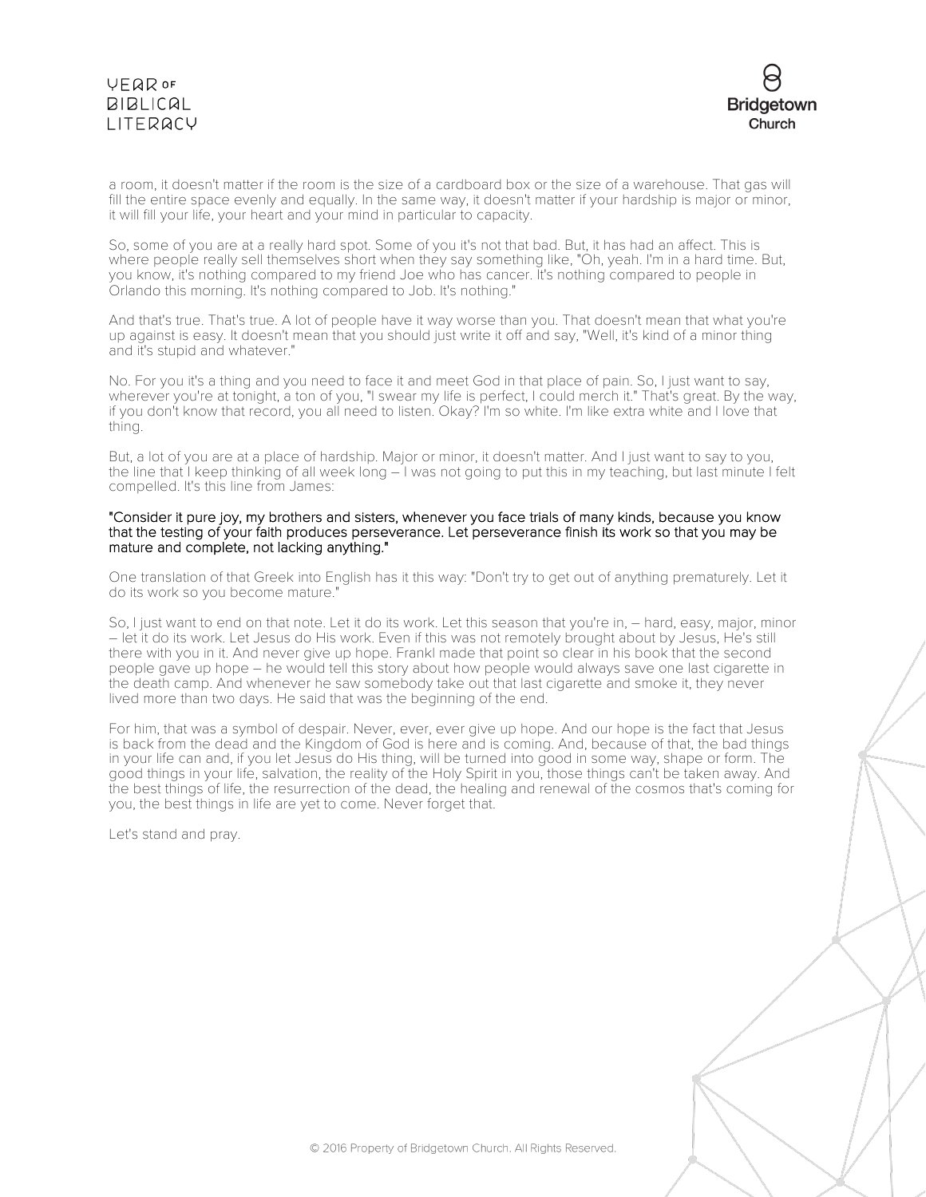a room, it doesn't matter if the room is the size of a cardboard box or the size of a warehouse. That gas will fill the entire space evenly and equally. In the same way, it doesn't matter if your hardship is major or minor, it will fill your life, your heart and your mind in particular to capacity.

So, some of you are at a really hard spot. Some of you it's not that bad. But, it has had an affect. This is where people really sell themselves short when they say something like, "Oh, yeah. I'm in a hard time. But, you know, it's nothing compared to my friend Joe who has cancer. It's nothing compared to people in Orlando this morning. It's nothing compared to Job. It's nothing."

And that's true. That's true. A lot of people have it way worse than you. That doesn't mean that what you're up against is easy. It doesn't mean that you should just write it off and say, "Well, it's kind of a minor thing and it's stupid and whatever."

No. For you it's a thing and you need to face it and meet God in that place of pain. So, I just want to say, wherever you're at tonight, a ton of you, "I swear my life is perfect, I could merch it." That's great. By the way, if you don't know that record, you all need to listen. Okay? I'm so white. I'm like extra white and I love that thing.

But, a lot of you are at a place of hardship. Major or minor, it doesn't matter. And I just want to say to you, the line that I keep thinking of all week long – I was not going to put this in my teaching, but last minute I felt compelled. It's this line from James:

"Consider it pure joy, my brothers and sisters, whenever you face trials of many kinds, because you know that the testing of your faith produces perseverance. Let perseverance finish its work so that you may be mature and complete, not lacking anything."

One translation of that Greek into English has it this way: "Don't try to get out of anything prematurely. Let it do its work so you become mature."

So, I just want to end on that note. Let it do its work. Let this season that you're in, – hard, easy, major, minor – let it do its work. Let Jesus do His work. Even if this was not remotely brought about by Jesus, He's still there with you in it. And never give up hope. Frankl made that point so clear in his book that the second people gave up hope – he would tell this story about how people would always save one last cigarette in the death camp. And whenever he saw somebody take out that last cigarette and smoke it, they never lived more than two days. He said that was the beginning of the end.

For him, that was a symbol of despair. Never, ever, ever give up hope. And our hope is the fact that Jesus is back from the dead and the Kingdom of God is here and is coming. And, because of that, the bad things in your life can and, if you let Jesus do His thing, will be turned into good in some way, shape or form. The good things in your life, salvation, the reality of the Holy Spirit in you, those things can't be taken away. And the best things of life, the resurrection of the dead, the healing and renewal of the cosmos that's coming for you, the best things in life are yet to come. Never forget that.

Let's stand and pray.